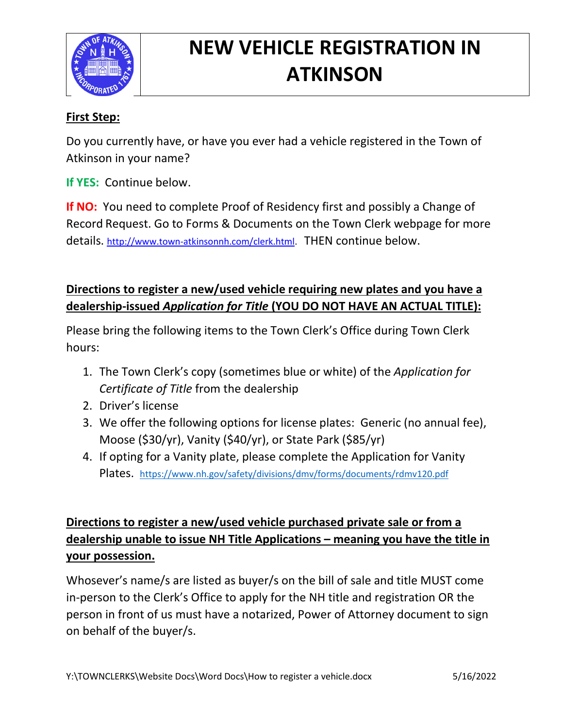# NEW VEHICLE REGISTRATION IN ATKINSON

**First Step:**

Do you currently have, or have you ever had a vehicle registered in the Town of Atkinson in your name?

**If YES:** Continue below.

**If NO:** You need to complete Proof of Residency first and possibly a Change of Record Request. Go to Forms & Documents on the Town Clerk webpage for more details. http://www.town-atkinsonnh.com/clerk.html. THEN continue below.

**Directions to register a new/used vehicle requiring new plates and you have a dealership-issued *Application for Title* (YOU DO NOT HAVE AN ACTUAL TITLE):**

Please bring the following items to the Town Clerk's Office during Town Clerk hours:

1. The Town Clerk's copy (sometimes blue or white) of the *Application for Certificate of Title* from the dealership
2. Driver's license
3. We offer the following options for license plates: Generic (no annual fee), Moose ($30/yr), Vanity ($40/yr), or State Park ($85/yr)
4. If opting for a Vanity plate, please complete the Application for Vanity Plates. https://www.nh.gov/safety/divisions/dmv/forms/documents/rdmv120.pdf

**Directions to register a new/used vehicle purchased private sale or from a dealership unable to issue NH Title Applications – meaning you have the title in your possession.**

Whosever's name/s are listed as buyer/s on the bill of sale and title MUST come in-person to the Clerk's Office to apply for the NH title and registration OR the person in front of us must have a notarized, Power of Attorney document to sign on behalf of the buyer/s.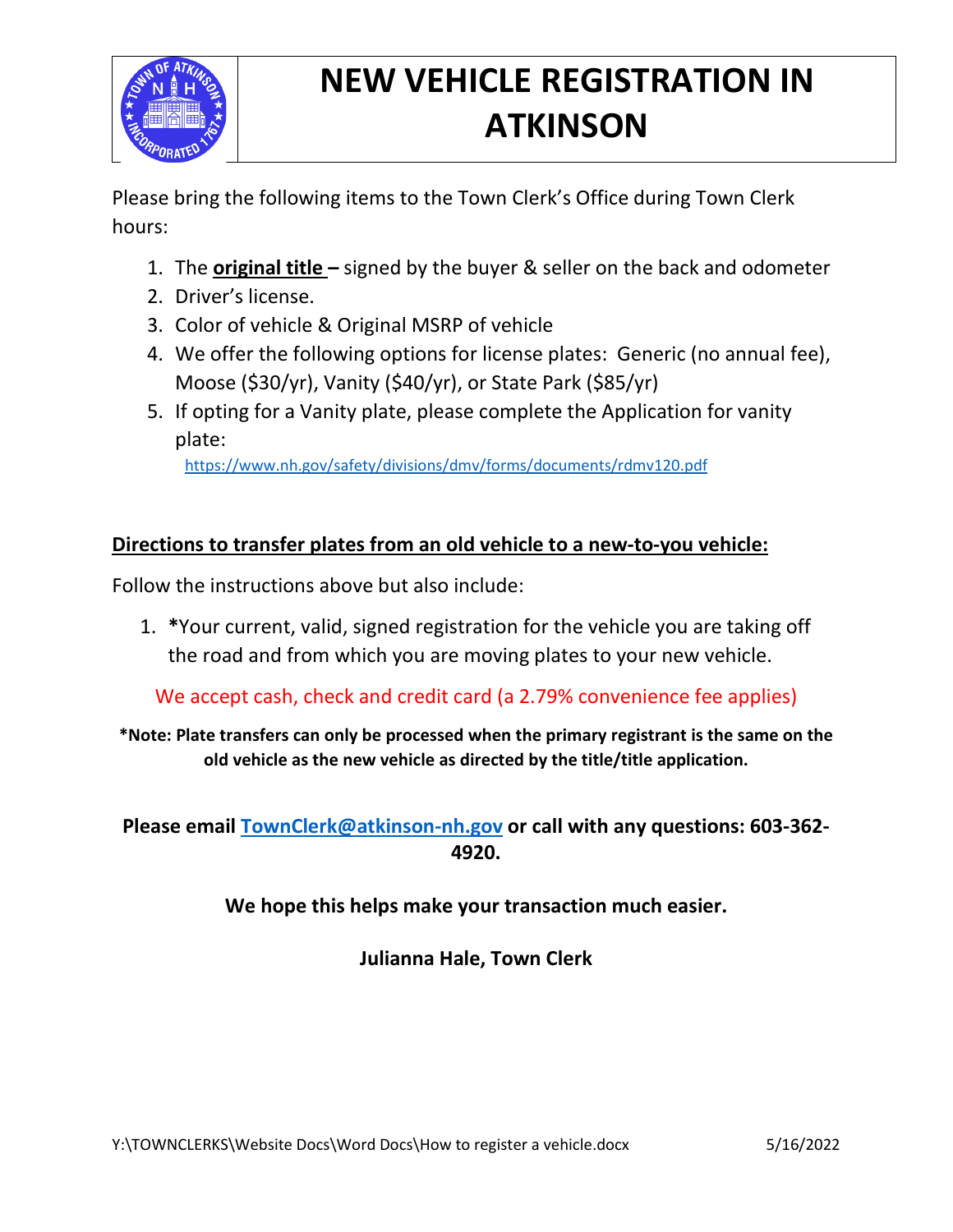# NEW VEHICLE REGISTRATION IN ATKINSON

Please bring the following items to the Town Clerk's Office during Town Clerk hours:

1. The **original title –** signed by the buyer & seller on the back and odometer
2. Driver's license.
3. Color of vehicle & Original MSRP of vehicle
4. We offer the following options for license plates: Generic (no annual fee), Moose ($30/yr), Vanity ($40/yr), or State Park ($85/yr)
5. If opting for a Vanity plate, please complete the Application for vanity plate: https://www.nh.gov/safety/divisions/dmv/forms/documents/rdmv120.pdf

**Directions to transfer plates from an old vehicle to a new-to-you vehicle:**

Follow the instructions above but also include:

1. ***Your current, valid, signed registration for the vehicle you are taking off the road and from which you are moving plates to your new vehicle.**

We accept cash, check and credit card (a 2.79% convenience fee applies)

**\*Note: Plate transfers can only be processed when the primary registrant is the same on the old vehicle as the new vehicle as directed by the title/title application.**

**Please email TownClerk@atkinson-nh.gov or call with any questions: 603-362-4920.**

**We hope this helps make your transaction much easier.**

**Julianna Hale, Town Clerk**

Y:\TOWNCLERKS\Website Docs\Word Docs\How to register a vehicle.docx 5/16/2022